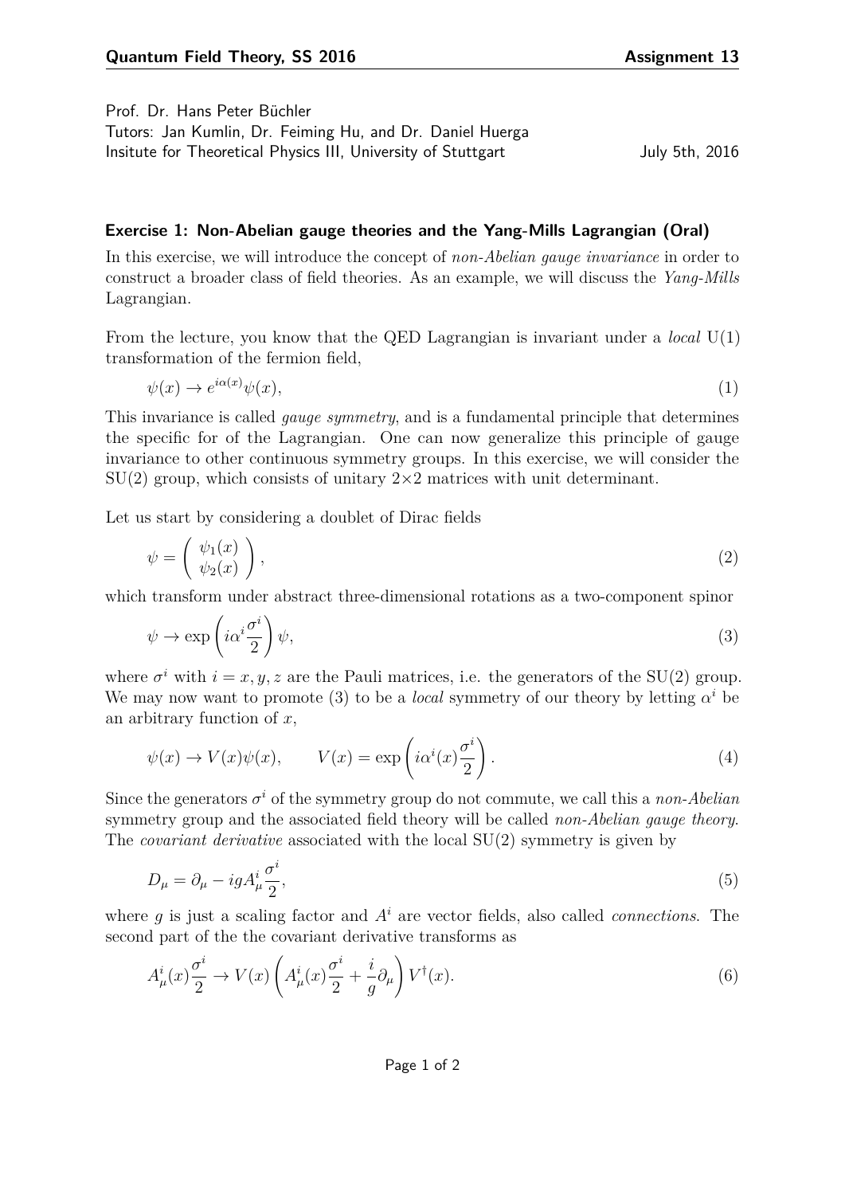Prof. Dr. Hans Peter Büchler
Tutors: Jan Kumlin, Dr. Feiming Hu, and Dr. Daniel Huerga
Insitute for Theoretical Physics III, University of Stuttgart July 5th, 2016

### Exercise 1: Non-Abelian gauge theories and the Yang-Mills Lagrangian (Oral)

In this exercise, we will introduce the concept of *non-Abelian gauge invariance* in order to construct a broader class of field theories. As an example, we will discuss the *Yang-Mills* Lagrangian.

From the lecture, you know that the QED Lagrangian is invariant under a *local* U(1) transformation of the fermion field,

$$\psi(x) \to e^{i\alpha(x)}\psi(x), \tag{1}$$

This invariance is called *gauge symmetry*, and is a fundamental principle that determines the specific for of the Lagrangian. One can now generalize this principle of gauge invariance to other continuous symmetry groups. In this exercise, we will consider the SU(2) group, which consists of unitary $2\times 2$ matrices with unit determinant.

Let us start by considering a doublet of Dirac fields

$$\psi = \begin{pmatrix} \psi_1(x) \\ \psi_2(x) \end{pmatrix}, \tag{2}$$

which transform under abstract three-dimensional rotations as a two-component spinor

$$\psi \to \exp\left(i\alpha^i \frac{\sigma^i}{2}\right)\psi, \tag{3}$$

where $\sigma^i$ with $i = x, y, z$ are the Pauli matrices, i.e. the generators of the SU(2) group. We may now want to promote (3) to be a *local* symmetry of our theory by letting $\alpha^i$ be an arbitrary function of $x$,

$$\psi(x) \to V(x)\psi(x), \qquad V(x) = \exp\left(i\alpha^i(x)\frac{\sigma^i}{2}\right). \tag{4}$$

Since the generators $\sigma^i$ of the symmetry group do not commute, we call this a *non-Abelian* symmetry group and the associated field theory will be called *non-Abelian gauge theory*. The *covariant derivative* associated with the local SU(2) symmetry is given by

$$D_\mu = \partial_\mu - igA^i_\mu \frac{\sigma^i}{2}, \tag{5}$$

where $g$ is just a scaling factor and $A^i$ are vector fields, also called *connections*. The second part of the the covariant derivative transforms as

$$A^i_\mu(x)\frac{\sigma^i}{2} \to V(x)\left(A^i_\mu(x)\frac{\sigma^i}{2} + \frac{i}{g}\partial_\mu\right)V^\dagger(x). \tag{6}$$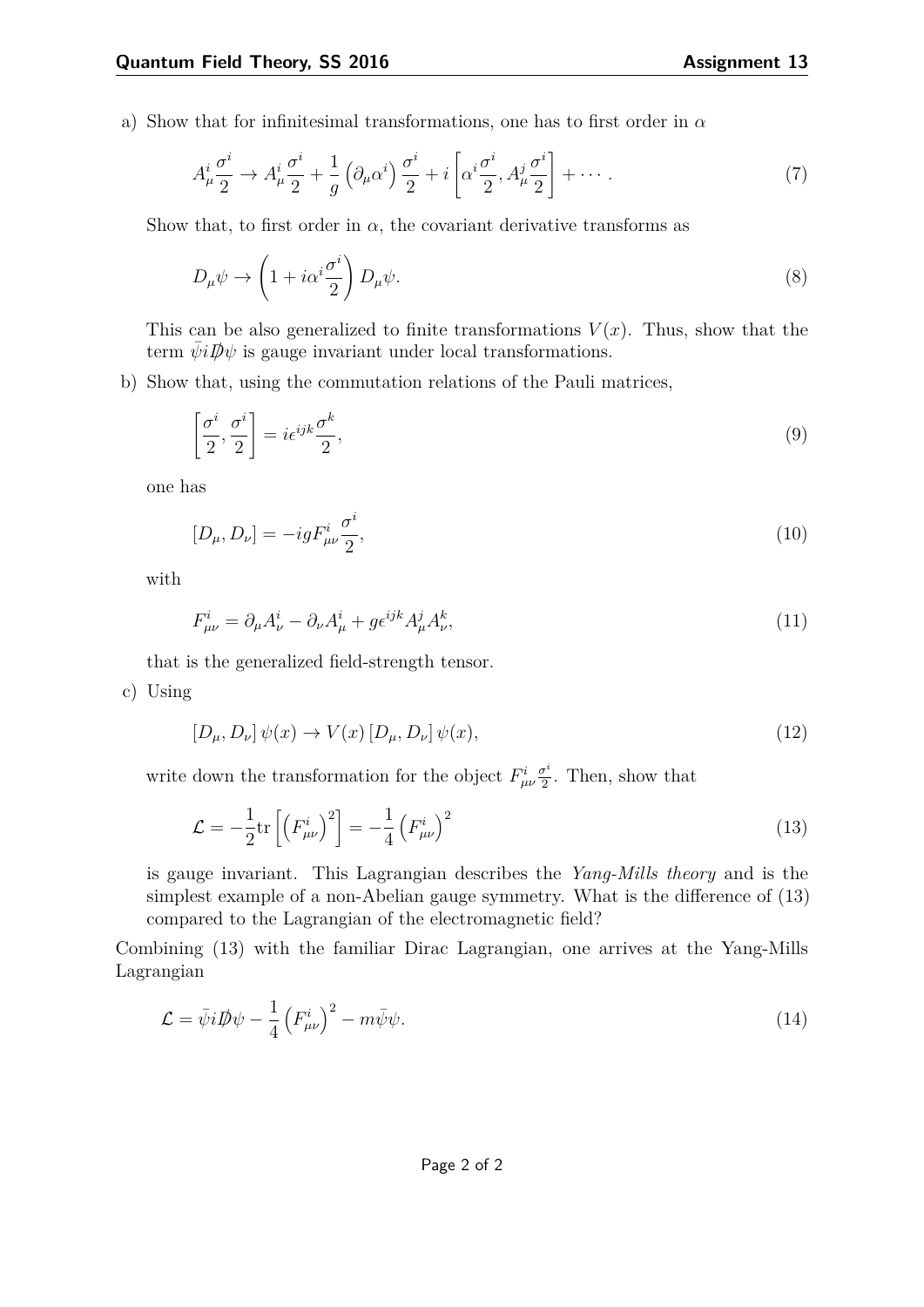a) Show that for infinitesimal transformations, one has to first order in $\alpha$

$$A_\mu^i \frac{\sigma^i}{2} \to A_\mu^i \frac{\sigma^i}{2} + \frac{1}{g} \left(\partial_\mu \alpha^i\right) \frac{\sigma^i}{2} + i \left[\alpha^i \frac{\sigma^i}{2}, A_\mu^j \frac{\sigma^i}{2}\right] + \cdots . \tag{7}$$

Show that, to first order in $\alpha$, the covariant derivative transforms as

$$D_\mu \psi \to \left(1 + i\alpha^i \frac{\sigma^i}{2}\right) D_\mu \psi. \tag{8}$$

This can be also generalized to finite transformations $V(x)$. Thus, show that the term $\bar{\psi} i \not{D} \psi$ is gauge invariant under local transformations.

b) Show that, using the commutation relations of the Pauli matrices,

$$\left[\frac{\sigma^i}{2}, \frac{\sigma^i}{2}\right] = i\epsilon^{ijk} \frac{\sigma^k}{2}, \tag{9}$$

one has

$$[D_\mu, D_\nu] = -igF_{\mu\nu}^i \frac{\sigma^i}{2}, \tag{10}$$

with

$$F_{\mu\nu}^i = \partial_\mu A_\nu^i - \partial_\nu A_\mu^i + g\epsilon^{ijk} A_\mu^j A_\nu^k, \tag{11}$$

that is the generalized field-strength tensor.

c) Using

$$[D_\mu, D_\nu] \psi(x) \to V(x) [D_\mu, D_\nu] \psi(x), \tag{12}$$

write down the transformation for the object $F_{\mu\nu}^i \frac{\sigma^i}{2}$. Then, show that

$$\mathcal{L} = -\frac{1}{2} \mathrm{tr} \left[\left(F_{\mu\nu}^i\right)^2\right] = -\frac{1}{4} \left(F_{\mu\nu}^i\right)^2 \tag{13}$$

is gauge invariant. This Lagrangian describes the *Yang-Mills theory* and is the simplest example of a non-Abelian gauge symmetry. What is the difference of (13) compared to the Lagrangian of the electromagnetic field?

Combining (13) with the familiar Dirac Lagrangian, one arrives at the Yang-Mills Lagrangian

$$\mathcal{L} = \bar{\psi} i \not{D} \psi - \frac{1}{4} \left(F_{\mu\nu}^i\right)^2 - m\bar{\psi}\psi. \tag{14}$$